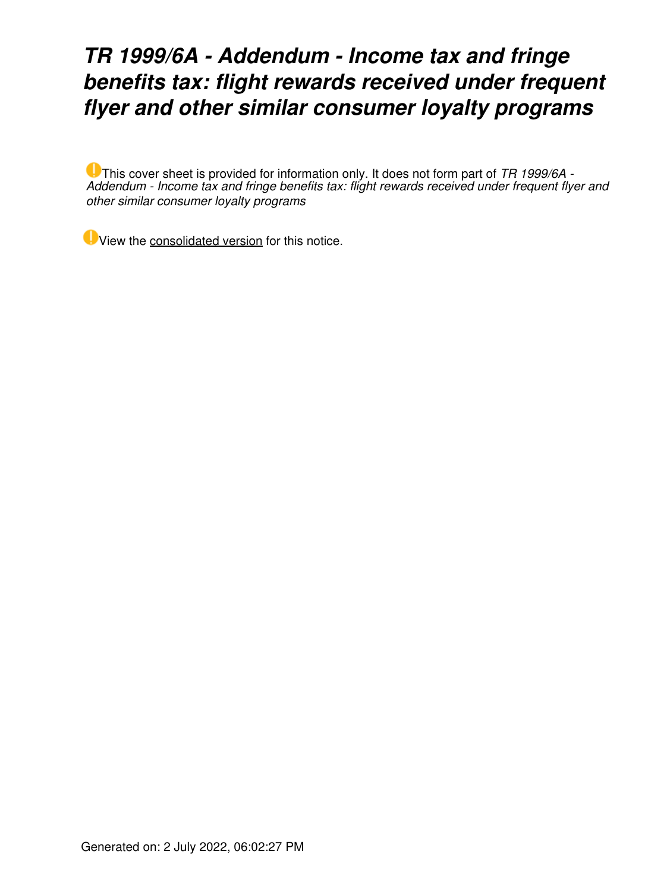# *TR 1999/6A - Addendum - Income tax and fringe benefits tax: flight rewards received under frequent flyer and other similar consumer loyalty programs*

This cover sheet is provided for information only. It does not form part of *TR 1999/6A - Addendum - Income tax and fringe benefits tax: flight rewards received under frequent flyer and other similar consumer loyalty programs*

View the consolidated version for this notice.

Generated on: 2 July 2022, 06:02:27 PM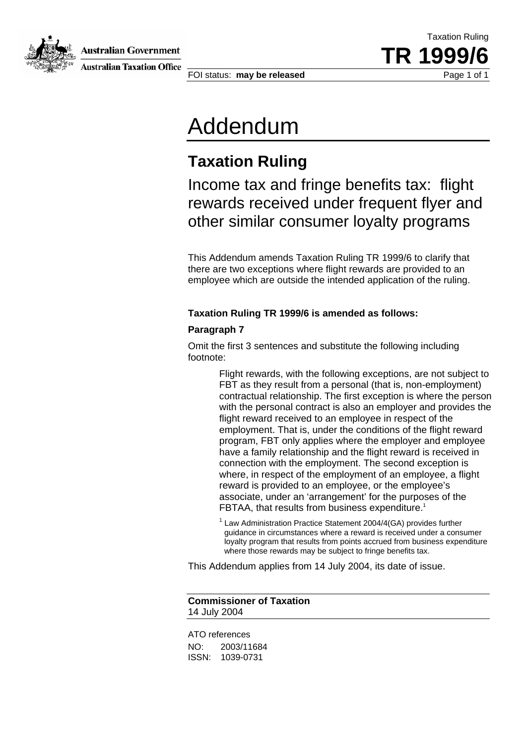# Addendum

## Taxation Ruling

### Income tax and fringe benefits tax: flight rewards received under frequent flyer and other similar consumer loyalty programs

This Addendum amends Taxation Ruling TR 1999/6 to clarify that there are two exceptions where flight rewards are provided to an employee which are outside the intended application of the ruling.

**Taxation Ruling TR 1999/6 is amended as follows:**

**Paragraph 7**

Omit the first 3 sentences and substitute the following including footnote:

> Flight rewards, with the following exceptions, are not subject to FBT as they result from a personal (that is, non-employment) contractual relationship. The first exception is where the person with the personal contract is also an employer and provides the flight reward received to an employee in respect of the employment. That is, under the conditions of the flight reward program, FBT only applies where the employer and employee have a family relationship and the flight reward is received in connection with the employment. The second exception is where, in respect of the employment of an employee, a flight reward is provided to an employee, or the employee's associate, under an 'arrangement' for the purposes of the FBTAA, that results from business expenditure.[1]
>
> [1] Law Administration Practice Statement 2004/4(GA) provides further guidance in circumstances where a reward is received under a consumer loyalty program that results from points accrued from business expenditure where those rewards may be subject to fringe benefits tax.

This Addendum applies from 14 July 2004, its date of issue.

**Commissioner of Taxation**
14 July 2004

ATO references
NO: 2003/11684
ISSN: 1039-0731